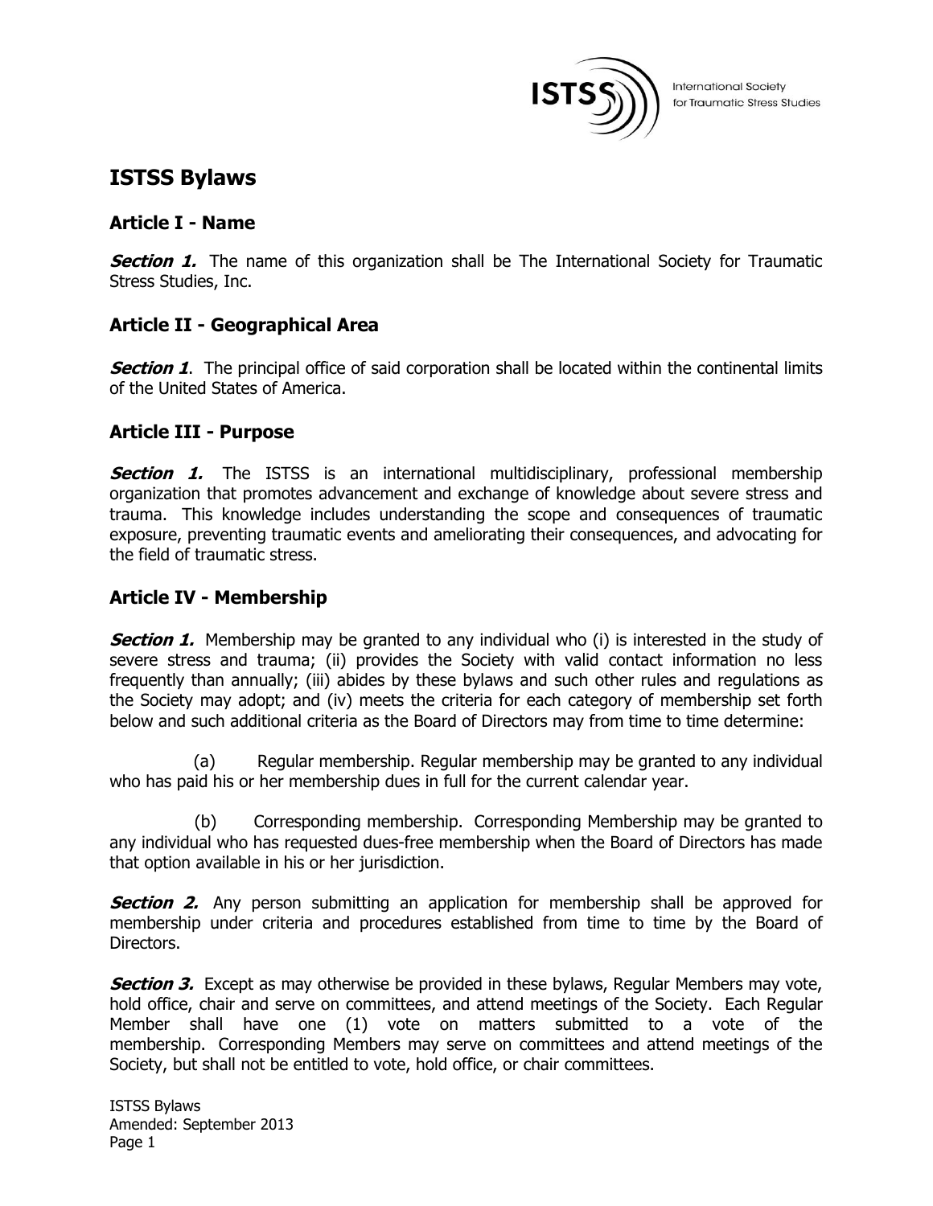# ISTSS Bylaws

## Article I - Name

***Section 1.*** The name of this organization shall be The International Society for Traumatic Stress Studies, Inc.

## Article II - Geographical Area

***Section 1***. The principal office of said corporation shall be located within the continental limits of the United States of America.

## Article III - Purpose

***Section 1.*** The ISTSS is an international multidisciplinary, professional membership organization that promotes advancement and exchange of knowledge about severe stress and trauma. This knowledge includes understanding the scope and consequences of traumatic exposure, preventing traumatic events and ameliorating their consequences, and advocating for the field of traumatic stress.

## Article IV - Membership

***Section 1.*** Membership may be granted to any individual who (i) is interested in the study of severe stress and trauma; (ii) provides the Society with valid contact information no less frequently than annually; (iii) abides by these bylaws and such other rules and regulations as the Society may adopt; and (iv) meets the criteria for each category of membership set forth below and such additional criteria as the Board of Directors may from time to time determine:

(a) Regular membership. Regular membership may be granted to any individual who has paid his or her membership dues in full for the current calendar year.

(b) Corresponding membership. Corresponding Membership may be granted to any individual who has requested dues-free membership when the Board of Directors has made that option available in his or her jurisdiction.

***Section 2.*** Any person submitting an application for membership shall be approved for membership under criteria and procedures established from time to time by the Board of Directors.

***Section 3.*** Except as may otherwise be provided in these bylaws, Regular Members may vote, hold office, chair and serve on committees, and attend meetings of the Society. Each Regular Member shall have one (1) vote on matters submitted to a vote of the membership. Corresponding Members may serve on committees and attend meetings of the Society, but shall not be entitled to vote, hold office, or chair committees.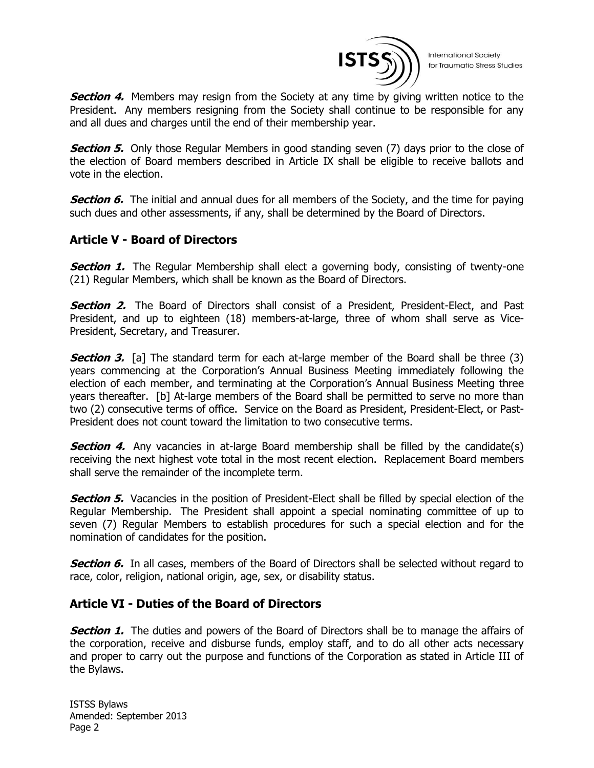***Section 4.*** Members may resign from the Society at any time by giving written notice to the President. Any members resigning from the Society shall continue to be responsible for any and all dues and charges until the end of their membership year.

***Section 5.*** Only those Regular Members in good standing seven (7) days prior to the close of the election of Board members described in Article IX shall be eligible to receive ballots and vote in the election.

***Section 6.*** The initial and annual dues for all members of the Society, and the time for paying such dues and other assessments, if any, shall be determined by the Board of Directors.

## Article V - Board of Directors

***Section 1.*** The Regular Membership shall elect a governing body, consisting of twenty-one (21) Regular Members, which shall be known as the Board of Directors.

***Section 2.*** The Board of Directors shall consist of a President, President-Elect, and Past President, and up to eighteen (18) members-at-large, three of whom shall serve as Vice-President, Secretary, and Treasurer.

***Section 3.*** [a] The standard term for each at-large member of the Board shall be three (3) years commencing at the Corporation's Annual Business Meeting immediately following the election of each member, and terminating at the Corporation's Annual Business Meeting three years thereafter. [b] At-large members of the Board shall be permitted to serve no more than two (2) consecutive terms of office. Service on the Board as President, President-Elect, or Past-President does not count toward the limitation to two consecutive terms.

***Section 4.*** Any vacancies in at-large Board membership shall be filled by the candidate(s) receiving the next highest vote total in the most recent election. Replacement Board members shall serve the remainder of the incomplete term.

***Section 5.*** Vacancies in the position of President-Elect shall be filled by special election of the Regular Membership. The President shall appoint a special nominating committee of up to seven (7) Regular Members to establish procedures for such a special election and for the nomination of candidates for the position.

***Section 6.*** In all cases, members of the Board of Directors shall be selected without regard to race, color, religion, national origin, age, sex, or disability status.

## Article VI - Duties of the Board of Directors

***Section 1.*** The duties and powers of the Board of Directors shall be to manage the affairs of the corporation, receive and disburse funds, employ staff, and to do all other acts necessary and proper to carry out the purpose and functions of the Corporation as stated in Article III of the Bylaws.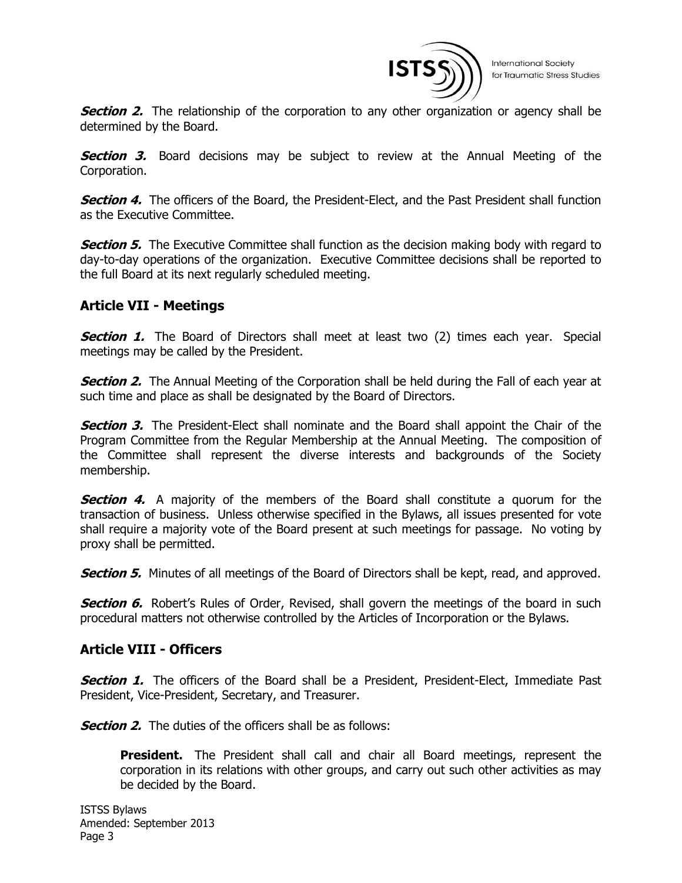***Section 2.*** The relationship of the corporation to any other organization or agency shall be determined by the Board.

***Section 3.*** Board decisions may be subject to review at the Annual Meeting of the Corporation.

***Section 4.*** The officers of the Board, the President-Elect, and the Past President shall function as the Executive Committee.

***Section 5.*** The Executive Committee shall function as the decision making body with regard to day-to-day operations of the organization. Executive Committee decisions shall be reported to the full Board at its next regularly scheduled meeting.

## Article VII - Meetings

***Section 1.*** The Board of Directors shall meet at least two (2) times each year. Special meetings may be called by the President.

***Section 2.*** The Annual Meeting of the Corporation shall be held during the Fall of each year at such time and place as shall be designated by the Board of Directors.

***Section 3.*** The President-Elect shall nominate and the Board shall appoint the Chair of the Program Committee from the Regular Membership at the Annual Meeting. The composition of the Committee shall represent the diverse interests and backgrounds of the Society membership.

***Section 4.*** A majority of the members of the Board shall constitute a quorum for the transaction of business. Unless otherwise specified in the Bylaws, all issues presented for vote shall require a majority vote of the Board present at such meetings for passage. No voting by proxy shall be permitted.

***Section 5.*** Minutes of all meetings of the Board of Directors shall be kept, read, and approved.

***Section 6.*** Robert's Rules of Order, Revised, shall govern the meetings of the board in such procedural matters not otherwise controlled by the Articles of Incorporation or the Bylaws.

## Article VIII - Officers

***Section 1.*** The officers of the Board shall be a President, President-Elect, Immediate Past President, Vice-President, Secretary, and Treasurer.

***Section 2.*** The duties of the officers shall be as follows:

> **President.** The President shall call and chair all Board meetings, represent the corporation in its relations with other groups, and carry out such other activities as may be decided by the Board.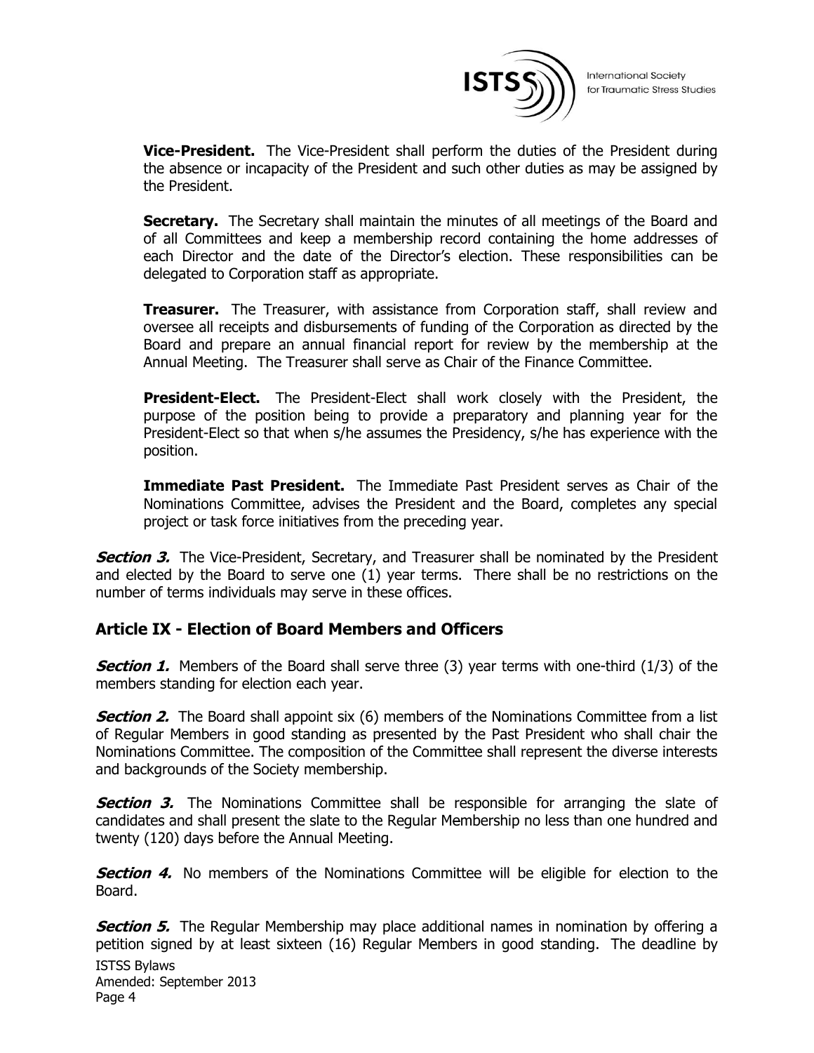**Vice-President.** The Vice-President shall perform the duties of the President during the absence or incapacity of the President and such other duties as may be assigned by the President.

**Secretary.** The Secretary shall maintain the minutes of all meetings of the Board and of all Committees and keep a membership record containing the home addresses of each Director and the date of the Director's election. These responsibilities can be delegated to Corporation staff as appropriate.

**Treasurer.** The Treasurer, with assistance from Corporation staff, shall review and oversee all receipts and disbursements of funding of the Corporation as directed by the Board and prepare an annual financial report for review by the membership at the Annual Meeting. The Treasurer shall serve as Chair of the Finance Committee.

**President-Elect.** The President-Elect shall work closely with the President, the purpose of the position being to provide a preparatory and planning year for the President-Elect so that when s/he assumes the Presidency, s/he has experience with the position.

**Immediate Past President.** The Immediate Past President serves as Chair of the Nominations Committee, advises the President and the Board, completes any special project or task force initiatives from the preceding year.

***Section 3.*** The Vice-President, Secretary, and Treasurer shall be nominated by the President and elected by the Board to serve one (1) year terms. There shall be no restrictions on the number of terms individuals may serve in these offices.

## Article IX - Election of Board Members and Officers

***Section 1.*** Members of the Board shall serve three (3) year terms with one-third (1/3) of the members standing for election each year.

***Section 2.*** The Board shall appoint six (6) members of the Nominations Committee from a list of Regular Members in good standing as presented by the Past President who shall chair the Nominations Committee. The composition of the Committee shall represent the diverse interests and backgrounds of the Society membership.

***Section 3.*** The Nominations Committee shall be responsible for arranging the slate of candidates and shall present the slate to the Regular Membership no less than one hundred and twenty (120) days before the Annual Meeting.

***Section 4.*** No members of the Nominations Committee will be eligible for election to the Board.

***Section 5.*** The Regular Membership may place additional names in nomination by offering a petition signed by at least sixteen (16) Regular Members in good standing. The deadline by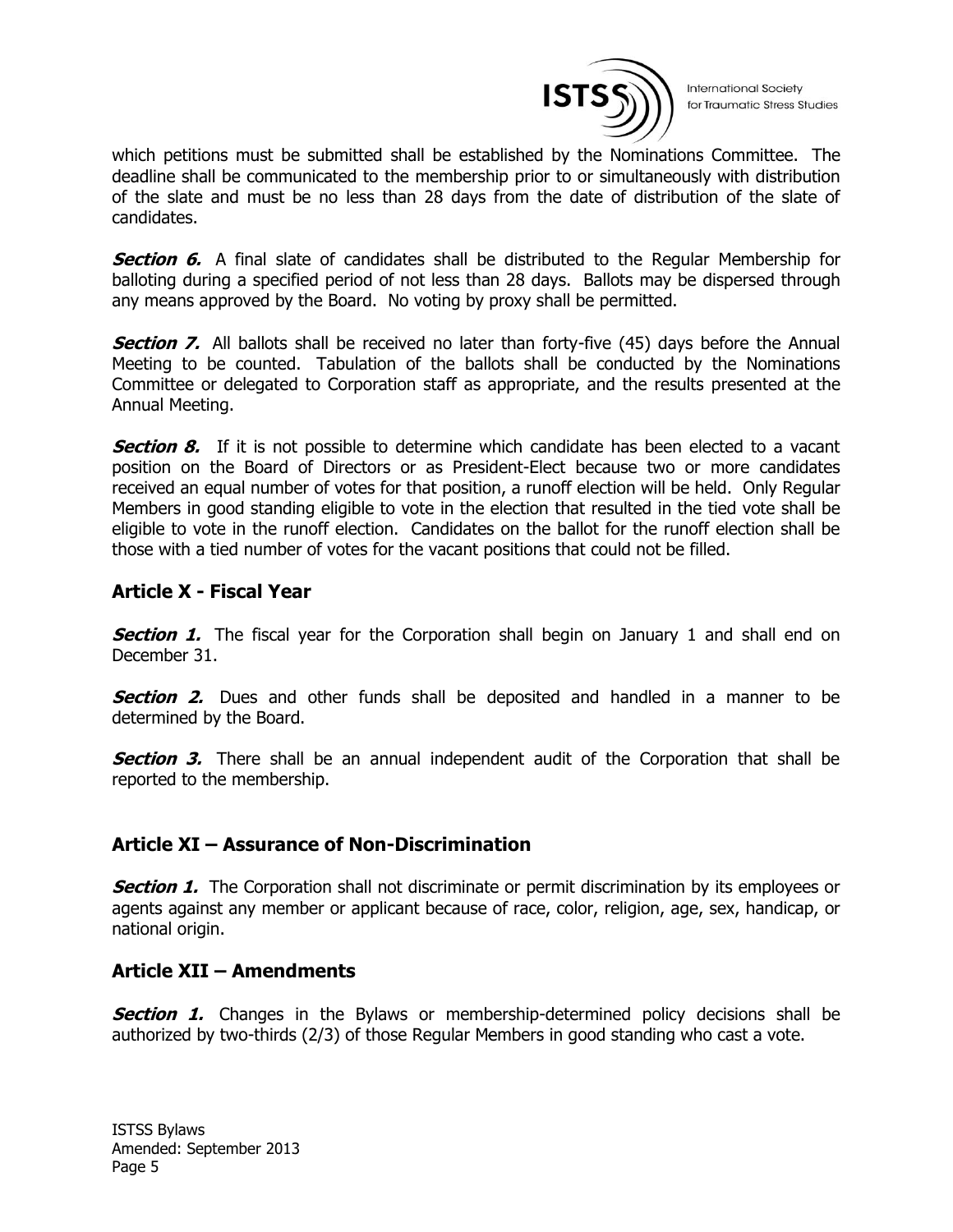which petitions must be submitted shall be established by the Nominations Committee. The deadline shall be communicated to the membership prior to or simultaneously with distribution of the slate and must be no less than 28 days from the date of distribution of the slate of candidates.

***Section 6.*** A final slate of candidates shall be distributed to the Regular Membership for balloting during a specified period of not less than 28 days. Ballots may be dispersed through any means approved by the Board. No voting by proxy shall be permitted.

***Section 7.*** All ballots shall be received no later than forty-five (45) days before the Annual Meeting to be counted. Tabulation of the ballots shall be conducted by the Nominations Committee or delegated to Corporation staff as appropriate, and the results presented at the Annual Meeting.

***Section 8.*** If it is not possible to determine which candidate has been elected to a vacant position on the Board of Directors or as President-Elect because two or more candidates received an equal number of votes for that position, a runoff election will be held. Only Regular Members in good standing eligible to vote in the election that resulted in the tied vote shall be eligible to vote in the runoff election. Candidates on the ballot for the runoff election shall be those with a tied number of votes for the vacant positions that could not be filled.

## Article X - Fiscal Year

***Section 1.*** The fiscal year for the Corporation shall begin on January 1 and shall end on December 31.

***Section 2.*** Dues and other funds shall be deposited and handled in a manner to be determined by the Board.

***Section 3.*** There shall be an annual independent audit of the Corporation that shall be reported to the membership.

## Article XI – Assurance of Non-Discrimination

***Section 1.*** The Corporation shall not discriminate or permit discrimination by its employees or agents against any member or applicant because of race, color, religion, age, sex, handicap, or national origin.

## Article XII – Amendments

***Section 1.*** Changes in the Bylaws or membership-determined policy decisions shall be authorized by two-thirds (2/3) of those Regular Members in good standing who cast a vote.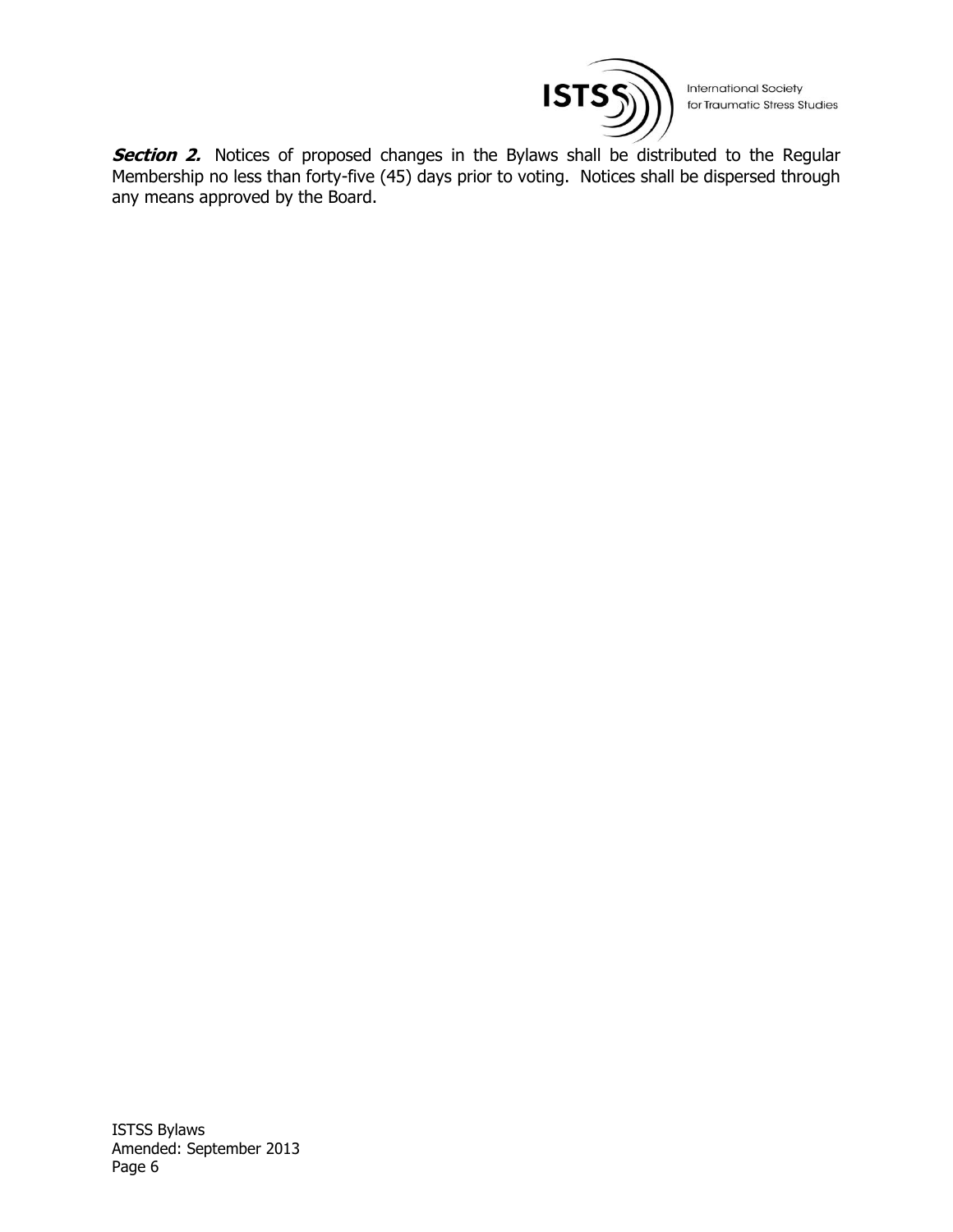***Section 2.*** Notices of proposed changes in the Bylaws shall be distributed to the Regular Membership no less than forty-five (45) days prior to voting. Notices shall be dispersed through any means approved by the Board.